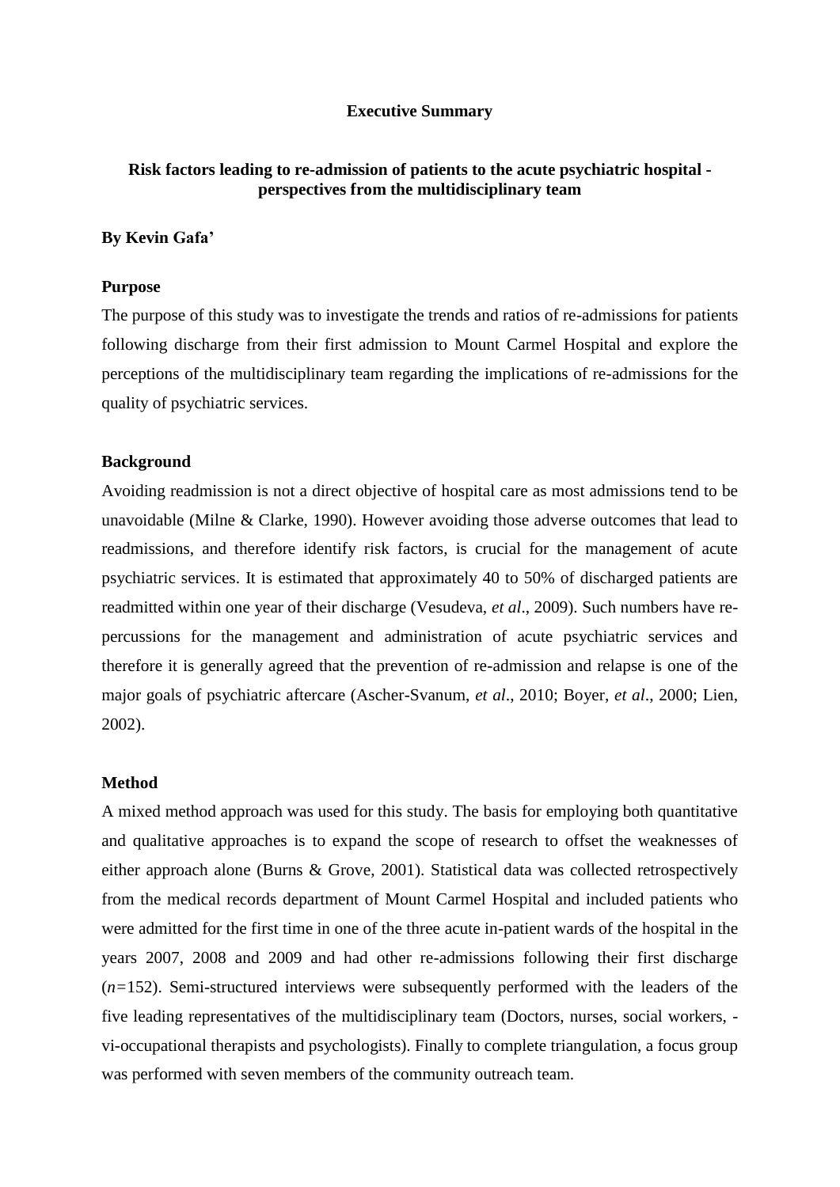# Executive Summary

## Risk factors leading to re-admission of patients to the acute psychiatric hospital - perspectives from the multidisciplinary team

**By Kevin Gafa'**

**Purpose**

The purpose of this study was to investigate the trends and ratios of re-admissions for patients following discharge from their first admission to Mount Carmel Hospital and explore the perceptions of the multidisciplinary team regarding the implications of re-admissions for the quality of psychiatric services.

**Background**

Avoiding readmission is not a direct objective of hospital care as most admissions tend to be unavoidable (Milne & Clarke, 1990). However avoiding those adverse outcomes that lead to readmissions, and therefore identify risk factors, is crucial for the management of acute psychiatric services. It is estimated that approximately 40 to 50% of discharged patients are readmitted within one year of their discharge (Vesudeva, *et al*., 2009). Such numbers have re-percussions for the management and administration of acute psychiatric services and therefore it is generally agreed that the prevention of re-admission and relapse is one of the major goals of psychiatric aftercare (Ascher-Svanum, *et al*., 2010; Boyer, *et al*., 2000; Lien, 2002).

**Method**

A mixed method approach was used for this study. The basis for employing both quantitative and qualitative approaches is to expand the scope of research to offset the weaknesses of either approach alone (Burns & Grove, 2001). Statistical data was collected retrospectively from the medical records department of Mount Carmel Hospital and included patients who were admitted for the first time in one of the three acute in-patient wards of the hospital in the years 2007, 2008 and 2009 and had other re-admissions following their first discharge ($n$=152). Semi-structured interviews were subsequently performed with the leaders of the five leading representatives of the multidisciplinary team (Doctors, nurses, social workers, -vi-occupational therapists and psychologists). Finally to complete triangulation, a focus group was performed with seven members of the community outreach team.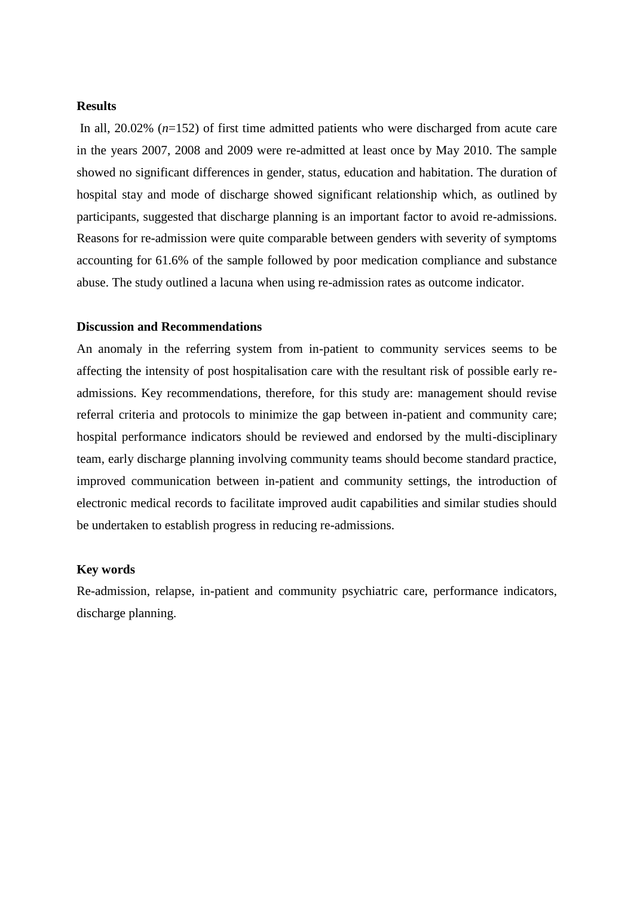**Results**

In all, 20.02% (*n*=152) of first time admitted patients who were discharged from acute care in the years 2007, 2008 and 2009 were re-admitted at least once by May 2010. The sample showed no significant differences in gender, status, education and habitation. The duration of hospital stay and mode of discharge showed significant relationship which, as outlined by participants, suggested that discharge planning is an important factor to avoid re-admissions. Reasons for re-admission were quite comparable between genders with severity of symptoms accounting for 61.6% of the sample followed by poor medication compliance and substance abuse. The study outlined a lacuna when using re-admission rates as outcome indicator.

**Discussion and Recommendations**

An anomaly in the referring system from in-patient to community services seems to be affecting the intensity of post hospitalisation care with the resultant risk of possible early re-admissions. Key recommendations, therefore, for this study are: management should revise referral criteria and protocols to minimize the gap between in-patient and community care; hospital performance indicators should be reviewed and endorsed by the multi-disciplinary team, early discharge planning involving community teams should become standard practice, improved communication between in-patient and community settings, the introduction of electronic medical records to facilitate improved audit capabilities and similar studies should be undertaken to establish progress in reducing re-admissions.

**Key words**

Re-admission, relapse, in-patient and community psychiatric care, performance indicators, discharge planning.